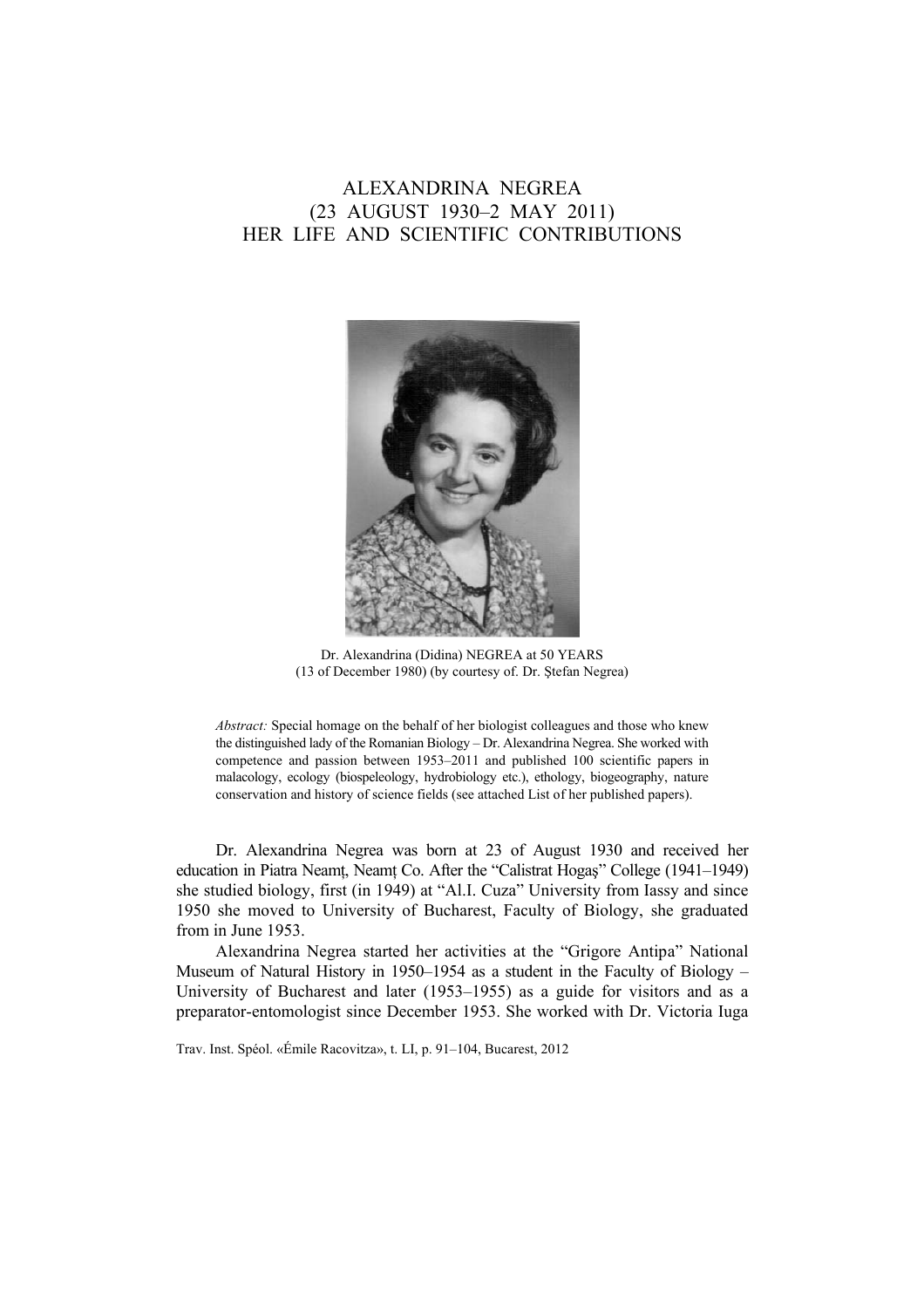# ALEXANDRINA NEGREA (23 AUGUST 1930–2 MAY 2011) HER LIFE AND SCIENTIFIC CONTRIBUTIONS

Dr. Alexandrina (Didina) NEGREA at 50 YEARS
(13 of December 1980) (by courtesy of. Dr. Ştefan Negrea)

*Abstract:* Special homage on the behalf of her biologist colleagues and those who knew the distinguished lady of the Romanian Biology – Dr. Alexandrina Negrea. She worked with competence and passion between 1953–2011 and published 100 scientific papers in malacology, ecology (biospeleology, hydrobiology etc.), ethology, biogeography, nature conservation and history of science fields (see attached List of her published papers).

Dr. Alexandrina Negrea was born at 23 of August 1930 and received her education in Piatra Neamţ, Neamţ Co. After the "Calistrat Hogaş" College (1941–1949) she studied biology, first (in 1949) at "Al.I. Cuza" University from Iassy and since 1950 she moved to University of Bucharest, Faculty of Biology, she graduated from in June 1953.

Alexandrina Negrea started her activities at the "Grigore Antipa" National Museum of Natural History in 1950–1954 as a student in the Faculty of Biology – University of Bucharest and later (1953–1955) as a guide for visitors and as a preparator-entomologist since December 1953. She worked with Dr. Victoria Iuga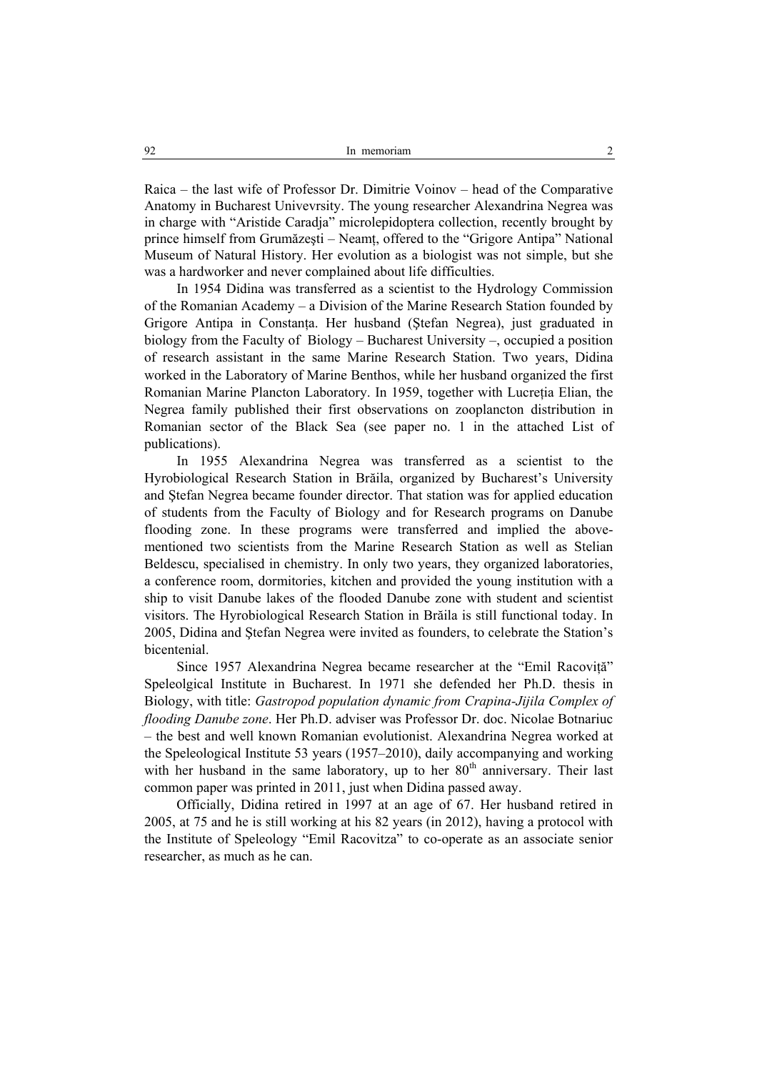Raica – the last wife of Professor Dr. Dimitrie Voinov – head of the Comparative Anatomy in Bucharest Univevrsity. The young researcher Alexandrina Negrea was in charge with “Aristide Caradja” microlepidoptera collection, recently brought by prince himself from Grumăzeşti – Neamţ, offered to the “Grigore Antipa” National Museum of Natural History. Her evolution as a biologist was not simple, but she was a hardworker and never complained about life difficulties.

In 1954 Didina was transferred as a scientist to the Hydrology Commission of the Romanian Academy – a Division of the Marine Research Station founded by Grigore Antipa in Constanţa. Her husband (Ştefan Negrea), just graduated in biology from the Faculty of Biology – Bucharest University –, occupied a position of research assistant in the same Marine Research Station. Two years, Didina worked in the Laboratory of Marine Benthos, while her husband organized the first Romanian Marine Plancton Laboratory. In 1959, together with Lucreţia Elian, the Negrea family published their first observations on zooplancton distribution in Romanian sector of the Black Sea (see paper no. 1 in the attached List of publications).

In 1955 Alexandrina Negrea was transferred as a scientist to the Hyrobiological Research Station in Brăila, organized by Bucharest’s University and Ştefan Negrea became founder director. That station was for applied education of students from the Faculty of Biology and for Research programs on Danube flooding zone. In these programs were transferred and implied the above-mentioned two scientists from the Marine Research Station as well as Stelian Beldescu, specialised in chemistry. In only two years, they organized laboratories, a conference room, dormitories, kitchen and provided the young institution with a ship to visit Danube lakes of the flooded Danube zone with student and scientist visitors. The Hyrobiological Research Station in Brăila is still functional today. In 2005, Didina and Ştefan Negrea were invited as founders, to celebrate the Station’s bicentenial.

Since 1957 Alexandrina Negrea became researcher at the “Emil Racoviţă” Speleolgical Institute in Bucharest. In 1971 she defended her Ph.D. thesis in Biology, with title: *Gastropod population dynamic from Crapina-Jijila Complex of flooding Danube zone*. Her Ph.D. adviser was Professor Dr. doc. Nicolae Botnariuc – the best and well known Romanian evolutionist. Alexandrina Negrea worked at the Speleological Institute 53 years (1957–2010), daily accompanying and working with her husband in the same laboratory, up to her 80th anniversary. Their last common paper was printed in 2011, just when Didina passed away.

Officially, Didina retired in 1997 at an age of 67. Her husband retired in 2005, at 75 and he is still working at his 82 years (in 2012), having a protocol with the Institute of Speleology “Emil Racovitza” to co-operate as an associate senior researcher, as much as he can.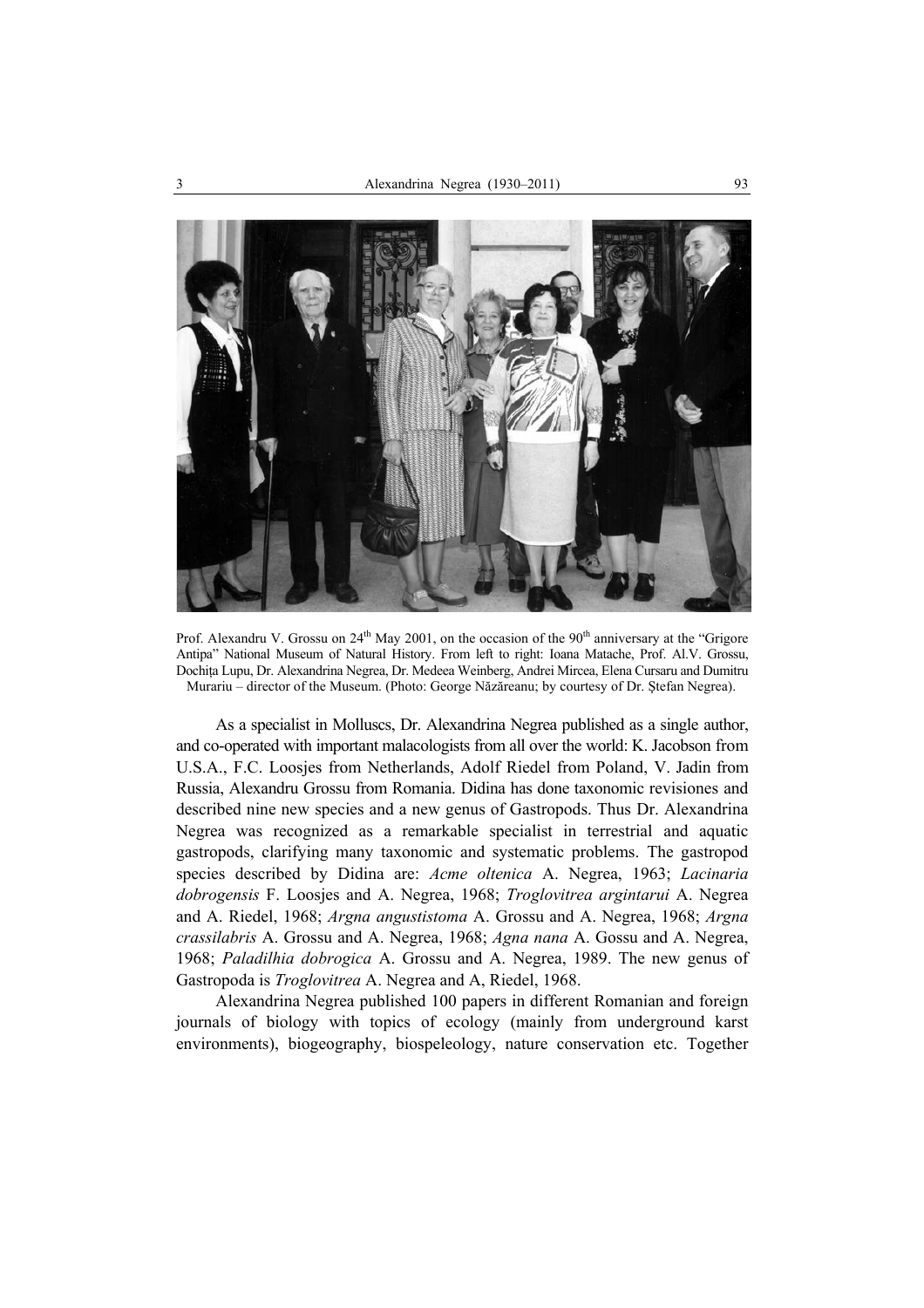Prof. Alexandru V. Grossu on 24[th] May 2001, on the occasion of the 90[th] anniversary at the "Grigore Antipa" National Museum of Natural History. From left to right: Ioana Matache, Prof. Al.V. Grossu, Dochiţa Lupu, Dr. Alexandrina Negrea, Dr. Medeea Weinberg, Andrei Mircea, Elena Cursaru and Dumitru Murariu – director of the Museum. (Photo: George Năzăreanu; by courtesy of Dr. Ştefan Negrea).

As a specialist in Molluscs, Dr. Alexandrina Negrea published as a single author, and co-operated with important malacologists from all over the world: K. Jacobson from U.S.A., F.C. Loosjes from Netherlands, Adolf Riedel from Poland, V. Jadin from Russia, Alexandru Grossu from Romania. Didina has done taxonomic revisiones and described nine new species and a new genus of Gastropods. Thus Dr. Alexandrina Negrea was recognized as a remarkable specialist in terrestrial and aquatic gastropods, clarifying many taxonomic and systematic problems. The gastropod species described by Didina are: *Acme oltenica* A. Negrea, 1963; *Lacinaria dobrogensis* F. Loosjes and A. Negrea, 1968; *Troglovitrea argintarui* A. Negrea and A. Riedel, 1968; *Argna angustistoma* A. Grossu and A. Negrea, 1968; *Argna crassilabris* A. Grossu and A. Negrea, 1968; *Agna nana* A. Gossu and A. Negrea, 1968; *Paladilhia dobrogica* A. Grossu and A. Negrea, 1989. The new genus of Gastropoda is *Troglovitrea* A. Negrea and A, Riedel, 1968.

Alexandrina Negrea published 100 papers in different Romanian and foreign journals of biology with topics of ecology (mainly from underground karst environments), biogeography, biospeleology, nature conservation etc. Together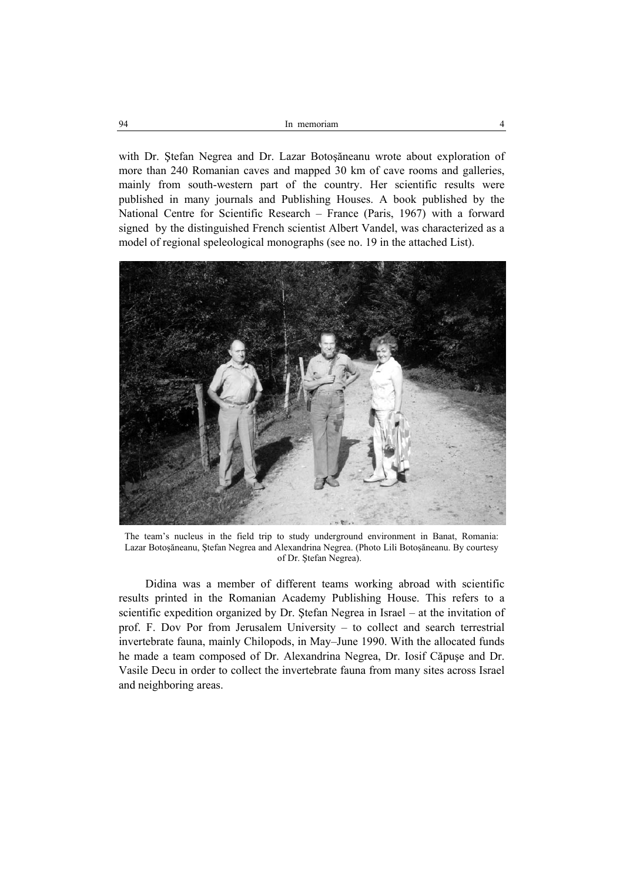with Dr. Ştefan Negrea and Dr. Lazar Botoşăneanu wrote about exploration of more than 240 Romanian caves and mapped 30 km of cave rooms and galleries, mainly from south-western part of the country. Her scientific results were published in many journals and Publishing Houses. A book published by the National Centre for Scientific Research – France (Paris, 1967) with a forward signed by the distinguished French scientist Albert Vandel, was characterized as a model of regional speleological monographs (see no. 19 in the attached List).

The team's nucleus in the field trip to study underground environment in Banat, Romania: Lazar Botoşăneanu, Ştefan Negrea and Alexandrina Negrea. (Photo Lili Botoşăneanu. By courtesy of Dr. Ştefan Negrea).

Didina was a member of different teams working abroad with scientific results printed in the Romanian Academy Publishing House. This refers to a scientific expedition organized by Dr. Ştefan Negrea in Israel – at the invitation of prof. F. Dov Por from Jerusalem University – to collect and search terrestrial invertebrate fauna, mainly Chilopods, in May–June 1990. With the allocated funds he made a team composed of Dr. Alexandrina Negrea, Dr. Iosif Căpuşe and Dr. Vasile Decu in order to collect the invertebrate fauna from many sites across Israel and neighboring areas.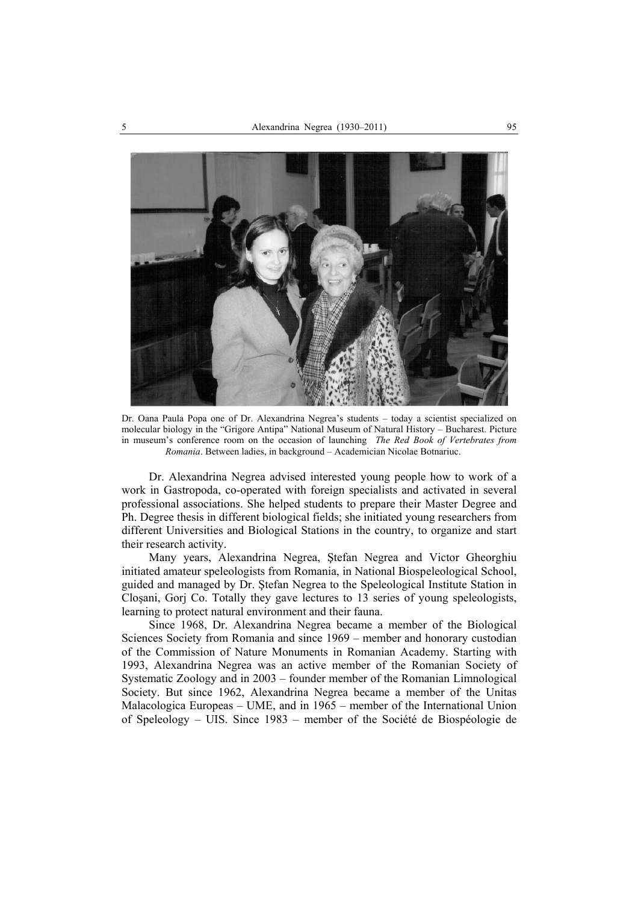Dr. Oana Paula Popa one of Dr. Alexandrina Negrea's students – today a scientist specialized on molecular biology in the "Grigore Antipa" National Museum of Natural History – Bucharest. Picture in museum's conference room on the occasion of launching *The Red Book of Vertebrates from Romania*. Between ladies, in background – Academician Nicolae Botnariuc.

Dr. Alexandrina Negrea advised interested young people how to work of a work in Gastropoda, co-operated with foreign specialists and activated in several professional associations. She helped students to prepare their Master Degree and Ph. Degree thesis in different biological fields; she initiated young researchers from different Universities and Biological Stations in the country, to organize and start their research activity.

Many years, Alexandrina Negrea, Ştefan Negrea and Victor Gheorghiu initiated amateur speleologists from Romania, in National Biospeleological School, guided and managed by Dr. Ştefan Negrea to the Speleological Institute Station in Cloşani, Gorj Co. Totally they gave lectures to 13 series of young speleologists, learning to protect natural environment and their fauna.

Since 1968, Dr. Alexandrina Negrea became a member of the Biological Sciences Society from Romania and since 1969 – member and honorary custodian of the Commission of Nature Monuments in Romanian Academy. Starting with 1993, Alexandrina Negrea was an active member of the Romanian Society of Systematic Zoology and in 2003 – founder member of the Romanian Limnological Society. But since 1962, Alexandrina Negrea became a member of the Unitas Malacologica Europeas – UME, and in 1965 – member of the International Union of Speleology – UIS. Since 1983 – member of the Société de Biospéologie de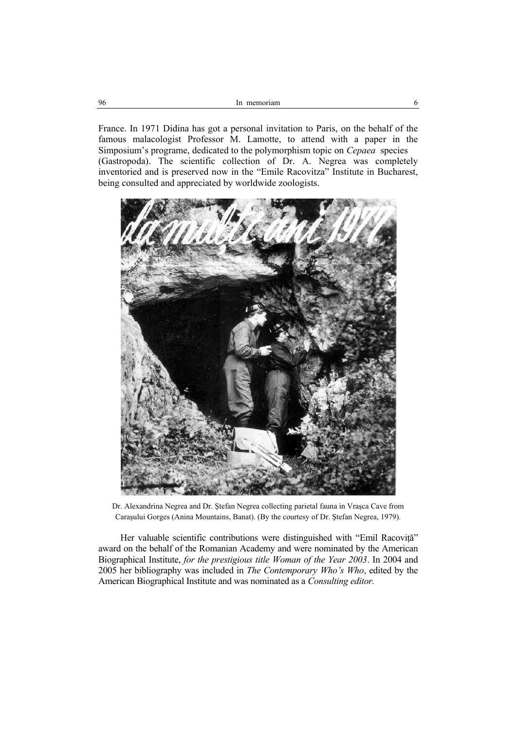France. In 1971 Didina has got a personal invitation to Paris, on the behalf of the famous malacologist Professor M. Lamotte, to attend with a paper in the Simposium's programe, dedicated to the polymorphism topic on *Cepaea* species (Gastropoda). The scientific collection of Dr. A. Negrea was completely inventoried and is preserved now in the "Emile Racovitza" Institute in Bucharest, being consulted and appreciated by worldwide zoologists.

Dr. Alexandrina Negrea and Dr. Ştefan Negrea collecting parietal fauna in Vraşca Cave from Caraşului Gorges (Anina Mountains, Banat). (By the courtesy of Dr. Ştefan Negrea, 1979).

Her valuable scientific contributions were distinguished with "Emil Racoviţă" award on the behalf of the Romanian Academy and were nominated by the American Biographical Institute, *for the prestigious title Woman of the Year 2003*. In 2004 and 2005 her bibliography was included in *The Contemporary Who's Who*, edited by the American Biographical Institute and was nominated as a *Consulting editor.*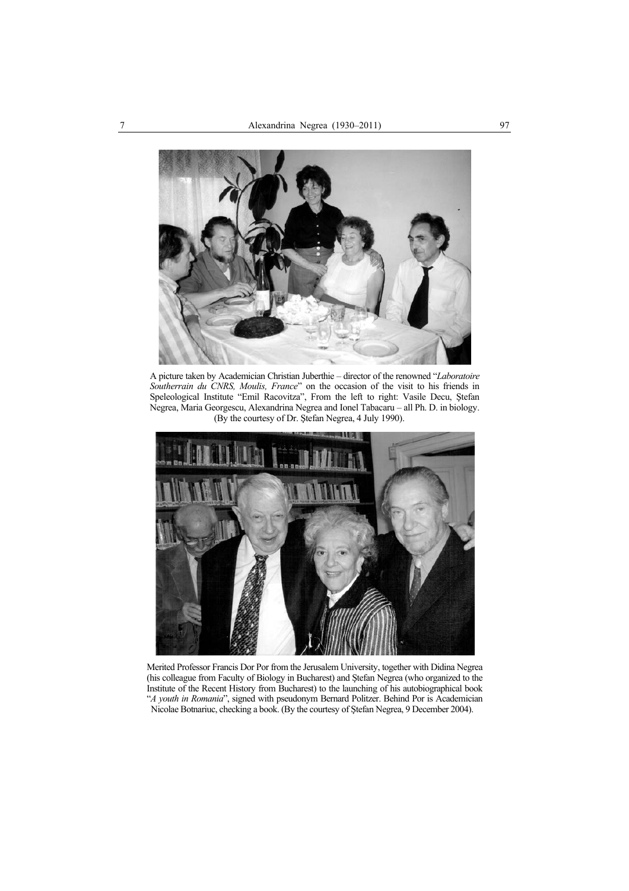A picture taken by Academician Christian Juberthie – director of the renowned "*Laboratoire Southerrain du CNRS, Moulis, France*" on the occasion of the visit to his friends in Speleological Institute "Emil Racovitza", From the left to right: Vasile Decu, Ştefan Negrea, Maria Georgescu, Alexandrina Negrea and Ionel Tabacaru – all Ph. D. in biology. (By the courtesy of Dr. Ştefan Negrea, 4 July 1990).

Merited Professor Francis Dor Por from the Jerusalem University, together with Didina Negrea (his colleague from Faculty of Biology in Bucharest) and Ştefan Negrea (who organized to the Institute of the Recent History from Bucharest) to the launching of his autobiographical book "*A youth in Romania*", signed with pseudonym Bernard Politzer. Behind Por is Academician Nicolae Botnariuc, checking a book. (By the courtesy of Ştefan Negrea, 9 December 2004).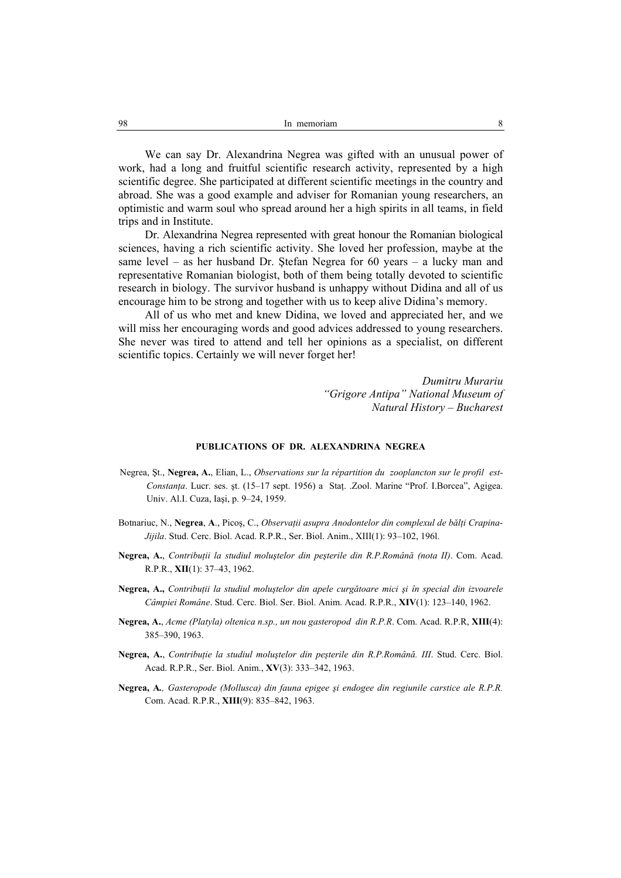We can say Dr. Alexandrina Negrea was gifted with an unusual power of work, had a long and fruitful scientific research activity, represented by a high scientific degree. She participated at different scientific meetings in the country and abroad. She was a good example and adviser for Romanian young researchers, an optimistic and warm soul who spread around her a high spirits in all teams, in field trips and in Institute.

Dr. Alexandrina Negrea represented with great honour the Romanian biological sciences, having a rich scientific activity. She loved her profession, maybe at the same level – as her husband Dr. Ştefan Negrea for 60 years – a lucky man and representative Romanian biologist, both of them being totally devoted to scientific research in biology. The survivor husband is unhappy without Didina and all of us encourage him to be strong and together with us to keep alive Didina's memory.

All of us who met and knew Didina, we loved and appreciated her, and we will miss her encouraging words and good advices addressed to young researchers. She never was tired to attend and tell her opinions as a specialist, on different scientific topics. Certainly we will never forget her!

*Dumitru Murariu*
*"Grigore Antipa" National Museum of Natural History – Bucharest*

## PUBLICATIONS OF DR. ALEXANDRINA NEGREA

Negrea, Şt., **Negrea, A.**, Elian, L., *Observations sur la répartition du zooplancton sur le profil est-Constanța*. Lucr. ses. şt. (15–17 sept. 1956) a Staț. .Zool. Marine "Prof. I.Borcea", Agigea. Univ. Al.I. Cuza, Iaşi, p. 9–24, 1959.

Botnariuc, N., **Negrea**, **A**., Picoş, C., *Observații asupra Anodontelor din complexul de bălți Crapina-Jijila*. Stud. Cerc. Biol. Acad. R.P.R., Ser. Biol. Anim., XIII(1): 93–102, 196l.

**Negrea, A.**, *Contribuții la studiul moluştelor din peşterile din R.P.Română (nota II)*. Com. Acad. R.P.R., **XII**(1): 37–43, 1962.

**Negrea, A.,** *Contribuții la studiul moluştelor din apele curgătoare mici şi în special din izvoarele Câmpiei Române*. Stud. Cerc. Biol. Ser. Biol. Anim. Acad. R.P.R., **XIV**(1): 123–140, 1962.

**Negrea, A.**, *Acme (Platyla) oltenica n.sp., un nou gasteropod din R.P.R*. Com. Acad. R.P.R, **XIII**(4): 385–390, 1963.

**Negrea, A.**, *Contribuție la studiul moluştelor din peşterile din R.P.Română. III*. Stud. Cerc. Biol. Acad. R.P.R., Ser. Biol. Anim., **XV**(3): 333–342, 1963.

**Negrea, A.**, *Gasteropode (Mollusca) din fauna epigee şi endogee din regiunile carstice ale R.P.R.* Com. Acad. R.P.R., **XIII**(9): 835–842, 1963.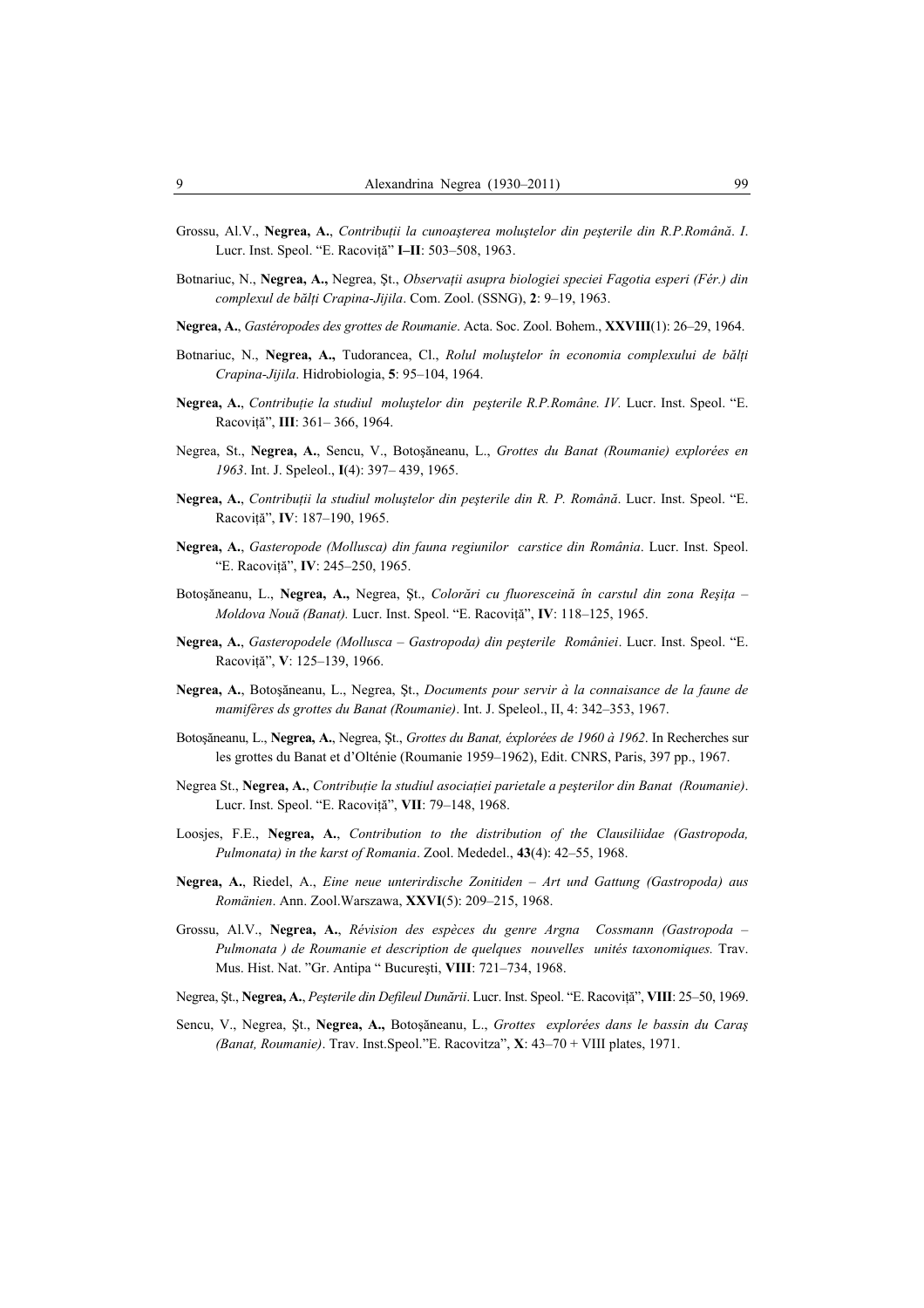Grossu, Al.V., **Negrea, A.**, *Contribuţii la cunoaşterea moluştelor din peşterile din R.P.Română*. *I*. Lucr. Inst. Speol. "E. Racoviţă" **I–II**: 503–508, 1963.

Botnariuc, N., **Negrea, A.,** Negrea, Şt., *Observaţii asupra biologiei speciei Fagotia esperi (Fér.) din complexul de bălţi Crapina-Jijila*. Com. Zool. (SSNG), **2**: 9–19, 1963.

**Negrea, A.**, *Gastéropodes des grottes de Roumanie*. Acta. Soc. Zool. Bohem., **XXVIII**(1): 26–29, 1964.

Botnariuc, N., **Negrea, A.,** Tudorancea, Cl., *Rolul moluştelor în economia complexului de bălţi Crapina-Jijila*. Hidrobiologia, **5**: 95–104, 1964.

**Negrea, A.**, *Contribuţie la studiul moluştelor din peşterile R.P.Române. IV.* Lucr. Inst. Speol. "E. Racoviţă", **III**: 361– 366, 1964.

Negrea, St., **Negrea, A.**, Sencu, V., Botoşăneanu, L., *Grottes du Banat (Roumanie) explorées en 1963*. Int. J. Speleol., **I**(4): 397– 439, 1965.

**Negrea, A.**, *Contribuţii la studiul moluştelor din peşterile din R. P. Română*. Lucr. Inst. Speol. "E. Racoviţă", **IV**: 187–190, 1965.

**Negrea, A.**, *Gasteropode (Mollusca) din fauna regiunilor carstice din România*. Lucr. Inst. Speol. "E. Racoviţă", **IV**: 245–250, 1965.

Botoşăneanu, L., **Negrea, A.,** Negrea, Şt., *Colorări cu fluoresceină în carstul din zona Reşiţa – Moldova Nouă (Banat).* Lucr. Inst. Speol. "E. Racoviţă", **IV**: 118–125, 1965.

**Negrea, A.**, *Gasteropodele (Mollusca – Gastropoda) din peşterile României*. Lucr. Inst. Speol. "E. Racoviţă", **V**: 125–139, 1966.

**Negrea, A.**, Botoşăneanu, L., Negrea, Şt., *Documents pour servir à la connaisance de la faune de mamifères ds grottes du Banat (Roumanie)*. Int. J. Speleol., II, 4: 342–353, 1967.

Botoşăneanu, L., **Negrea, A.**, Negrea, Şt., *Grottes du Banat, éxplorées de 1960 à 1962*. In Recherches sur les grottes du Banat et d'Olténie (Roumanie 1959–1962), Edit. CNRS, Paris, 397 pp., 1967.

Negrea St., **Negrea, A.**, *Contribuţie la studiul asociaţiei parietale a peşterilor din Banat (Roumanie)*. Lucr. Inst. Speol. "E. Racoviţă", **VII**: 79–148, 1968.

Loosjes, F.E., **Negrea, A.**, *Contribution to the distribution of the Clausiliidae (Gastropoda, Pulmonata) in the karst of Romania*. Zool. Mededel., **43**(4): 42–55, 1968.

**Negrea, A.**, Riedel, A., *Eine neue unterirdische Zonitiden – Art und Gattung (Gastropoda) aus Rümänien*. Ann. Zool.Warszawa, **XXVI**(5): 209–215, 1968.

Grossu, Al.V., **Negrea, A.**, *Révision des espèces du genre Argna Cossmann (Gastropoda – Pulmonata ) de Roumanie et description de quelques nouvelles unités taxonomiques.* Trav. Mus. Hist. Nat. "Gr. Antipa " Bucureşti, **VIII**: 721–734, 1968.

Negrea, Şt., **Negrea, A.**, *Peşterile din Defileul Dunării*. Lucr. Inst. Speol. "E. Racoviţă", **VIII**: 25–50, 1969.

Sencu, V., Negrea, Şt., **Negrea, A.,** Botoşăneanu, L., *Grottes explorées dans le bassin du Caraş (Banat, Roumanie)*. Trav. Inst.Speol."E. Racovitza", **X**: 43–70 + VIII plates, 1971.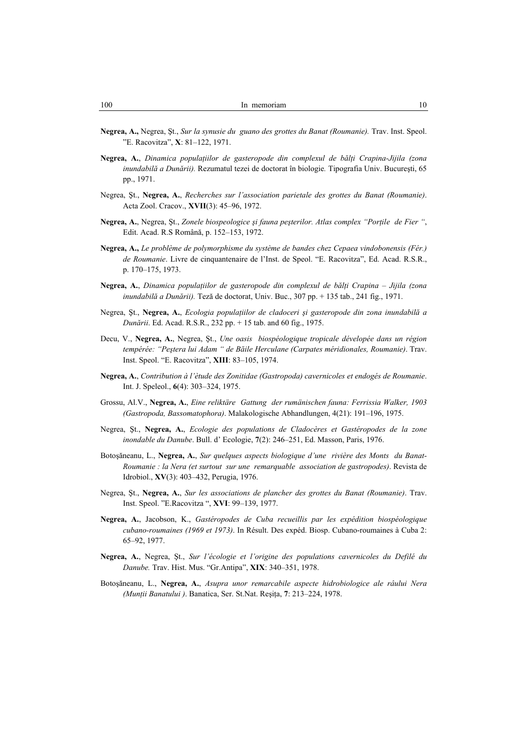**Negrea, A.,** Negrea, Şt., *Sur la synusie du guano des grottes du Banat (Roumanie).* Trav. Inst. Speol. "E. Racovitza", **X**: 81–122, 1971.

**Negrea, A.**, *Dinamica populaţiilor de gasteropode din complexul de bălţi Crapina-Jijila (zona inundabilă a Dunării).* Rezumatul tezei de doctorat în biologie*.* Tipografia Univ. Bucureşti, 65 pp., 1971.

Negrea, Şt., **Negrea, A.**, *Recherches sur l'association parietale des grottes du Banat (Roumanie)*. Acta Zool. Cracov., **XVII**(3): 45–96, 1972.

**Negrea, A.**, Negrea, Şt., *Zonele biospeologice şi fauna peşterilor. Atlas complex "Porţile de Fier "*, Edit. Acad. R.S Română, p. 152–153, 1972.

**Negrea, A.,** *Le problème de polymorphisme du système de bandes chez Cepaea vindobonensis (Fér.) de Roumanie*. Livre de cinquantenaire de l'Inst. de Speol. "E. Racovitza", Ed. Acad. R.S.R., p. 170–175, 1973.

**Negrea, A.**, *Dinamica populaţiilor de gasteropode din complexul de bălţi Crapina – Jijila (zona inundabilă a Dunării).* Teză de doctorat, Univ. Buc., 307 pp. + 135 tab., 241 fig., 1971.

Negrea, Şt., **Negrea, A.**, *Ecologia populaţiilor de cladoceri şi gasteropode din zona inundabilă a Dunării*. Ed. Acad. R.S.R., 232 pp. + 15 tab. and 60 fig., 1975.

Decu, V., **Negrea, A.**, Negrea, Şt., *Une oasis biospéologique tropicale dévelopée dans un région tempérée: "Peştera lui Adam " de Băile Herculane (Carpates méridionales, Roumanie)*. Trav. Inst. Speol. "E. Racovitza", **XIII**: 83–105, 1974.

**Negrea, A.**, *Contribution à l'ètude des Zonitidae (Gastropoda) cavernicoles et endogés de Roumanie*. Int. J. Speleol., **6**(4): 303–324, 1975.

Grossu, Al.V., **Negrea, A.**, *Eine reliktäre Gattung der rumänischen fauna: Ferrissia Walker, 1903 (Gastropoda, Bassomatophora)*. Malakologische Abhandlungen, 4(21): 191–196, 1975.

Negrea, Şt., **Negrea, A.**, *Ecologie des populations de Cladocères et Gastéropodes de la zone inondable du Danube*. Bull. d' Ecologie, **7**(2): 246–251, Ed. Masson, Paris, 1976.

Botoşăneanu, L., **Negrea, A.**, *Sur quelques aspects biologique d'une rivière des Monts du Banat-Roumanie : la Nera (et surtout sur une remarquable association de gastropodes)*. Revista de Idrobiol., **XV**(3): 403–432, Perugia, 1976.

Negrea, Şt., **Negrea, A.**, *Sur les associations de plancher des grottes du Banat (Roumanie)*. Trav. Inst. Speol. "E.Racovitza ", **XVI**: 99–139, 1977.

**Negrea, A.**, Jacobson, K., *Gastéropodes de Cuba recueillis par les expédition biospéologique cubano-roumaines (1969 et 1973)*. In Résult. Des expéd. Biosp. Cubano-roumaines à Cuba 2: 65–92, 1977.

**Negrea, A.**, Negrea, Şt., *Sur l'écologie et l'origine des populations cavernicoles du Defilé du Danube.* Trav. Hist. Mus. "Gr.Antipa", **XIX**: 340–351, 1978.

Botoşăneanu, L., **Negrea, A.**, *Asupra unor remarcabile aspecte hidrobiologice ale râului Nera (Munţii Banatului )*. Banatica, Ser. St.Nat. Reşiţa, **7**: 213–224, 1978.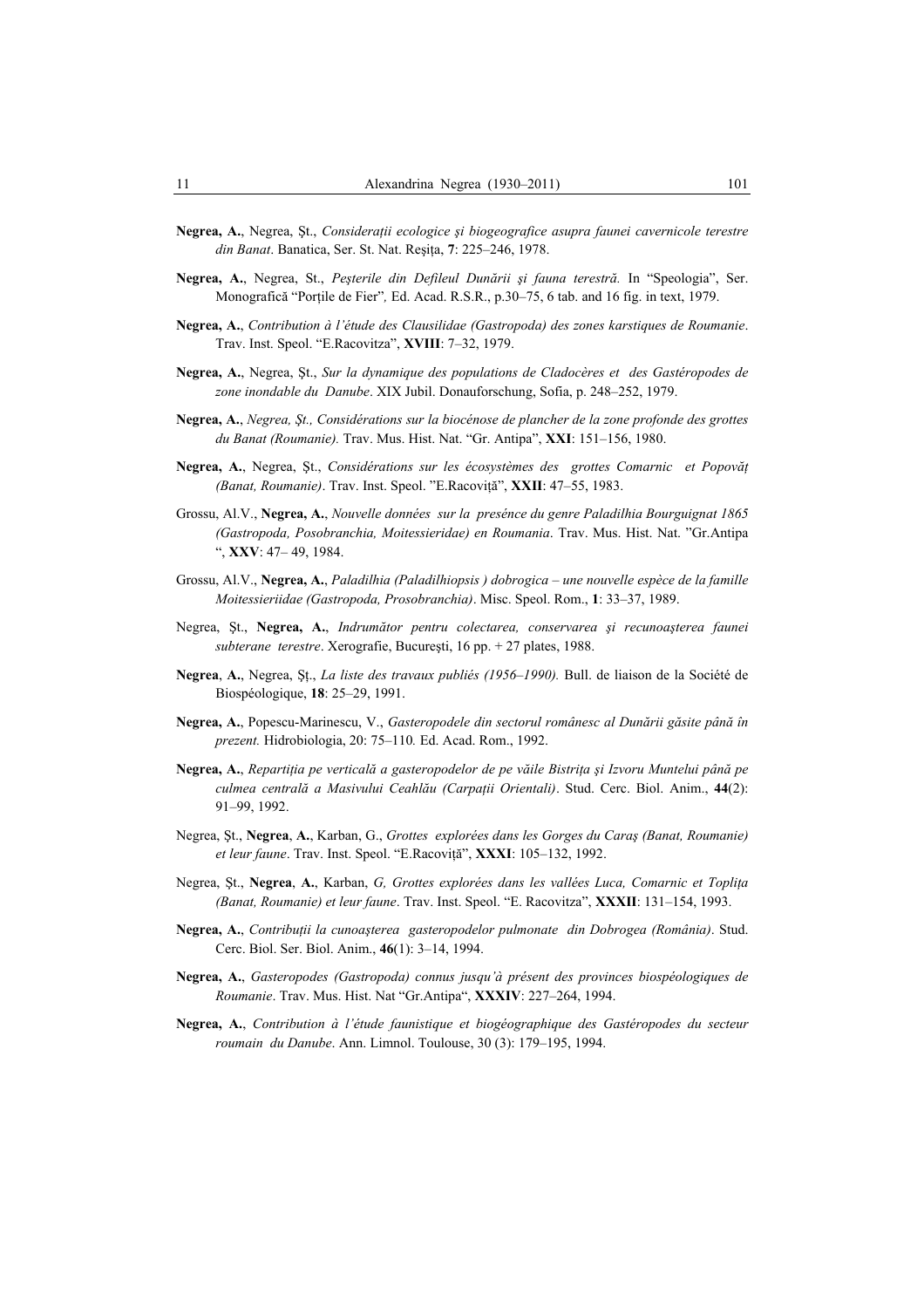**Negrea, A.**, Negrea, Şt., *Consideraţii ecologice şi biogeografice asupra faunei cavernicole terestre din Banat*. Banatica, Ser. St. Nat. Reşiţa, **7**: 225–246, 1978.

**Negrea, A.**, Negrea, St., *Peşterile din Defileul Dunării şi fauna terestră.* In "Speologia", Ser. Monografică "Porţile de Fier"*,* Ed. Acad. R.S.R., p.30–75, 6 tab. and 16 fig. in text, 1979.

**Negrea, A.**, *Contribution à l'étude des Clausilidae (Gastropoda) des zones karstiques de Roumanie*. Trav. Inst. Speol. "E.Racovitza", **XVIII**: 7–32, 1979.

**Negrea, A.**, Negrea, Şt., *Sur la dynamique des populations de Cladocères et des Gastéropodes de zone inondable du Danube*. XIX Jubil. Donauforschung, Sofia, p. 248–252, 1979.

**Negrea, A.**, *Negrea, Şt., Considérations sur la biocénose de plancher de la zone profonde des grottes du Banat (Roumanie).* Trav. Mus. Hist. Nat. "Gr. Antipa", **XXI**: 151–156, 1980.

**Negrea, A.**, Negrea, Şt., *Considérations sur les écosystèmes des grottes Comarnic et Popovăţ (Banat, Roumanie)*. Trav. Inst. Speol. "E.Racoviţă", **XXII**: 47–55, 1983.

Grossu, Al.V., **Negrea, A.**, *Nouvelle données sur la presénce du genre Paladilhia Bourguignat 1865 (Gastropoda, Posobranchia, Moitessieridae) en Roumania*. Trav. Mus. Hist. Nat. "Gr.Antipa ", **XXV**: 47– 49, 1984.

Grossu, Al.V., **Negrea, A.**, *Paladilhia (Paladilhiopsis ) dobrogica – une nouvelle espèce de la famille Moitessieriidae (Gastropoda, Prosobranchia)*. Misc. Speol. Rom., **1**: 33–37, 1989.

Negrea, Şt., **Negrea, A.**, *Indrumător pentru colectarea, conservarea şi recunoaşterea faunei subterane terestre*. Xerografie, Bucureşti, 16 pp. + 27 plates, 1988.

**Negrea**, **A.**, Negrea, Şţ., *La liste des travaux publiés (1956–1990).* Bull. de liaison de la Société de Biospéologique, **18**: 25–29, 1991.

**Negrea, A.**, Popescu-Marinescu, V., *Gasteropodele din sectorul românesc al Dunării găsite până în prezent.* Hidrobiologia, 20: 75–110*.* Ed. Acad. Rom., 1992.

**Negrea, A.**, *Repartiţia pe verticală a gasteropodelor de pe văile Bistriţa şi Izvoru Muntelui până pe culmea centrală a Masivului Ceahlău (Carpaţii Orientali)*. Stud. Cerc. Biol. Anim., **44**(2): 91–99, 1992.

Negrea, Şt., **Negrea**, **A.**, Karban, G., *Grottes explorées dans les Gorges du Caraş (Banat, Roumanie) et leur faune*. Trav. Inst. Speol. "E.Racoviţă", **XXXI**: 105–132, 1992.

Negrea, Şt., **Negrea**, **A.**, Karban, *G, Grottes explorées dans les vallées Luca, Comarnic et Topliţa (Banat, Roumanie) et leur faune*. Trav. Inst. Speol. "E. Racovitza", **XXXII**: 131–154, 1993.

**Negrea, A.**, *Contribuţii la cunoaşterea gasteropodelor pulmonate din Dobrogea (România)*. Stud. Cerc. Biol. Ser. Biol. Anim., **46**(1): 3–14, 1994.

**Negrea, A.**, *Gasteropodes (Gastropoda) connus jusqu'à présent des provinces biospéologiques de Roumanie*. Trav. Mus. Hist Nat "Gr.Antipa", **XXXIV**: 227–264, 1994.

**Negrea, A.**, *Contribution à l'étude faunistique et biogéographique des Gastéropodes du secteur roumain du Danube*. Ann. Limnol. Toulouse, 30 (3): 179–195, 1994.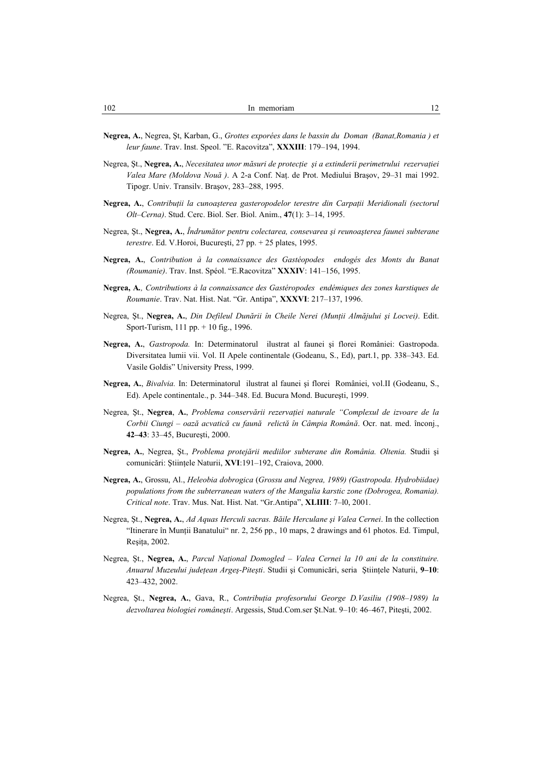**Negrea, A.**, Negrea, Şt, Karban, G., *Grottes exporées dans le bassin du Doman (Banat,Romania ) et leur faune*. Trav. Inst. Speol. "E. Racovitza", **XXXIII**: 179–194, 1994.

Negrea, Şt., **Negrea, A.**, *Necesitatea unor măsuri de protecţie şi a extinderii perimetrului rezervaţiei Valea Mare (Moldova Nouă )*. A 2-a Conf. Naţ. de Prot. Mediului Braşov, 29–31 mai 1992. Tipogr. Univ. Transilv. Braşov, 283–288, 1995.

**Negrea, A.**, *Contribuţii la cunoaşterea gasteropodelor terestre din Carpaţii Meridionali (sectorul Olt–Cerna)*. Stud. Cerc. Biol. Ser. Biol. Anim., **47**(1): 3–14, 1995.

Negrea, Şt., **Negrea, A.**, *Îndrumător pentru colectarea, consevarea şi reunoaşterea faunei subterane terestre*. Ed. V.Horoi, Bucureşti, 27 pp. + 25 plates, 1995.

**Negrea, A.**, *Contribution à la connaissance des Gastéopodes endogés des Monts du Banat (Roumanie)*. Trav. Inst. Spéol. "E.Racovitza" **XXXIV**: 141–156, 1995.

**Negrea, A.**, *Contributions à la connaissance des Gastéropodes endémiques des zones karstiques de Roumanie*. Trav. Nat. Hist. Nat. "Gr. Antipa", **XXXVI**: 217–137, 1996.

Negrea, Şt., **Negrea, A.**, *Din Defileul Dunării în Cheile Nerei (Munţii Almăjului şi Locvei)*. Edit. Sport-Turism, 111 pp. + 10 fig., 1996.

**Negrea, A.**, *Gastropoda.* In: Determinatorul ilustrat al faunei şi florei României: Gastropoda. Diversitatea lumii vii. Vol. II Apele continentale (Godeanu, S., Ed), part.1, pp. 338–343. Ed. Vasile Goldis" University Press, 1999.

**Negrea, A.**, *Bivalvia.* In: Determinatorul ilustrat al faunei şi florei României, vol.II (Godeanu, S., Ed). Apele continentale., p. 344–348. Ed. Bucura Mond. Bucureşti, 1999.

Negrea, Şt., **Negrea**, **A.**, *Problema conservării rezervaţiei naturale "Complexul de izvoare de la Corbii Ciungi – oază acvatică cu faună relictă în Câmpia Română*. Ocr. nat. med. înconj., **42–43**: 33–45, Bucureşti, 2000.

**Negrea, A.**, Negrea, Şt., *Problema protejării mediilor subterane din România. Oltenia.* Studii şi comunicări: Ştiinţele Naturii, **XVI**:191–192, Craiova, 2000.

**Negrea, A.**, Grossu, Al., *Heleobia dobrogica* (*Grossu and Negrea, 1989) (Gastropoda. Hydrobiidae) populations from the subterranean waters of the Mangalia karstic zone (Dobrogea, Romania). Critical note*. Trav. Mus. Nat. Hist. Nat. "Gr.Antipa", **XLIIII**: 7–l0, 2001.

Negrea, Şt., **Negrea, A.**, *Ad Aquas Herculi sacras. Băile Herculane şi Valea Cernei*. In the collection "Itinerare în Munţii Banatului" nr. 2, 256 pp., 10 maps, 2 drawings and 61 photos. Ed. Timpul, Reşiţa, 2002.

Negrea, Şt., **Negrea, A.**, *Parcul Naţional Domogled – Valea Cernei la 10 ani de la constituire. Anuarul Muzeului judeţean Argeş-Piteşti*. Studii şi Comunicări, seria Ştiinţele Naturii, **9–10**: 423–432, 2002.

Negrea, Şt., **Negrea, A.**, Gava, R., *Contribuţia profesorului George D.Vasiliu (1908–1989) la dezvoltarea biologiei româneşti*. Argessis, Stud.Com.ser Şt.Nat. 9–10: 46–467, Piteşti, 2002.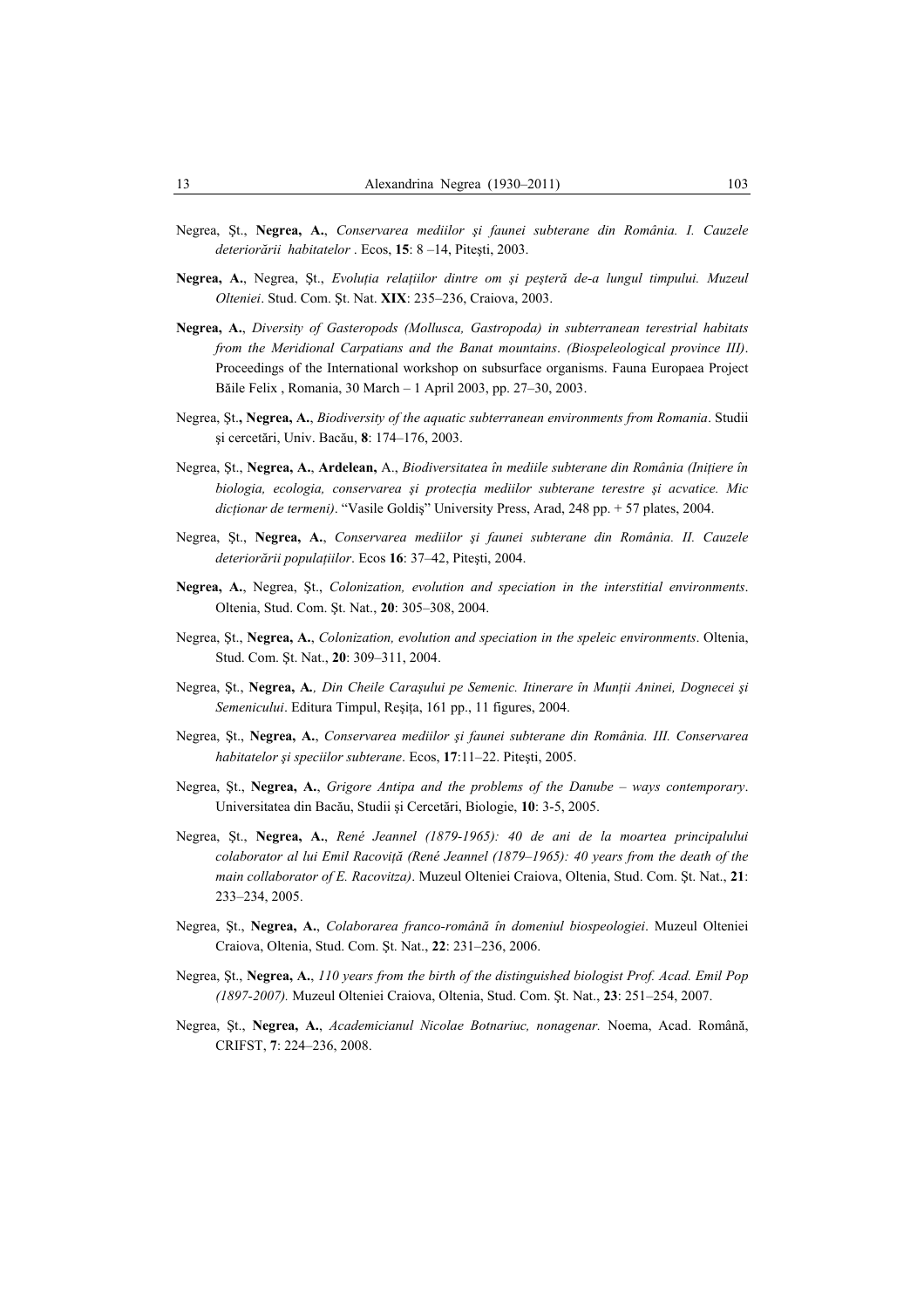Negrea, Şt., **Negrea, A.**, *Conservarea mediilor şi faunei subterane din România. I. Cauzele deteriorării habitatelor* . Ecos, **15**: 8 –14, Piteşti, 2003.

**Negrea, A.**, Negrea, Şt., *Evoluţia relaţiilor dintre om şi peşteră de-a lungul timpului. Muzeul Olteniei*. Stud. Com. Şt. Nat. **XIX**: 235–236, Craiova, 2003.

**Negrea, A.**, *Diversity of Gasteropods (Mollusca, Gastropoda) in subterranean terestrial habitats from the Meridional Carpatians and the Banat mountains*. *(Biospeleological province III)*. Proceedings of the International workshop on subsurface organisms. Fauna Europaea Project Băile Felix , Romania, 30 March – 1 April 2003, pp. 27–30, 2003.

Negrea, Şt.**, Negrea, A.**, *Biodiversity of the aquatic subterranean environments from Romania*. Studii şi cercetări, Univ. Bacău, **8**: 174–176, 2003.

Negrea, Şt., **Negrea, A.**, **Ardelean,** A., *Biodiversitatea în mediile subterane din România (Iniţiere în biologia, ecologia, conservarea şi protecţia mediilor subterane terestre şi acvatice. Mic dicţionar de termeni)*. "Vasile Goldiş" University Press, Arad, 248 pp. + 57 plates, 2004.

Negrea, Şt., **Negrea, A.**, *Conservarea mediilor şi faunei subterane din România. II. Cauzele deteriorării populaţiilor*. Ecos **16**: 37–42, Piteşti, 2004.

**Negrea, A.**, Negrea, Şt., *Colonization, evolution and speciation in the interstitial environments*. Oltenia, Stud. Com. Şt. Nat., **20**: 305–308, 2004.

Negrea, Şt., **Negrea, A.**, *Colonization, evolution and speciation in the speleic environments*. Oltenia, Stud. Com. Şt. Nat., **20**: 309–311, 2004.

Negrea, Şt., **Negrea, A.**, *Din Cheile Caraşului pe Semenic. Itinerare în Munţii Aninei, Dognecei şi Semenicului*. Editura Timpul, Reşiţa, 161 pp., 11 figures, 2004.

Negrea, Şt., **Negrea, A.**, *Conservarea mediilor şi faunei subterane din România. III. Conservarea habitatelor şi speciilor subterane*. Ecos, **17**:11–22. Piteşti, 2005.

Negrea, Şt., **Negrea, A.**, *Grigore Antipa and the problems of the Danube – ways contemporary*. Universitatea din Bacău, Studii şi Cercetări, Biologie, **10**: 3-5, 2005.

Negrea, Şt., **Negrea, A.**, *René Jeannel (1879-1965): 40 de ani de la moartea principalului colaborator al lui Emil Racoviţă (René Jeannel (1879–1965): 40 years from the death of the main collaborator of E. Racovitza)*. Muzeul Olteniei Craiova, Oltenia, Stud. Com. Şt. Nat., **21**: 233–234, 2005.

Negrea, Şt., **Negrea, A.**, *Colaborarea franco-română în domeniul biospeologiei*. Muzeul Olteniei Craiova, Oltenia, Stud. Com. Şt. Nat., **22**: 231–236, 2006.

Negrea, Şt., **Negrea, A.**, *110 years from the birth of the distinguished biologist Prof. Acad. Emil Pop (1897-2007).* Muzeul Olteniei Craiova, Oltenia, Stud. Com. Şt. Nat., **23**: 251–254, 2007.

Negrea, Şt., **Negrea, A.**, *Academicianul Nicolae Botnariuc, nonagenar.* Noema, Acad. Română, CRIFST, **7**: 224–236, 2008.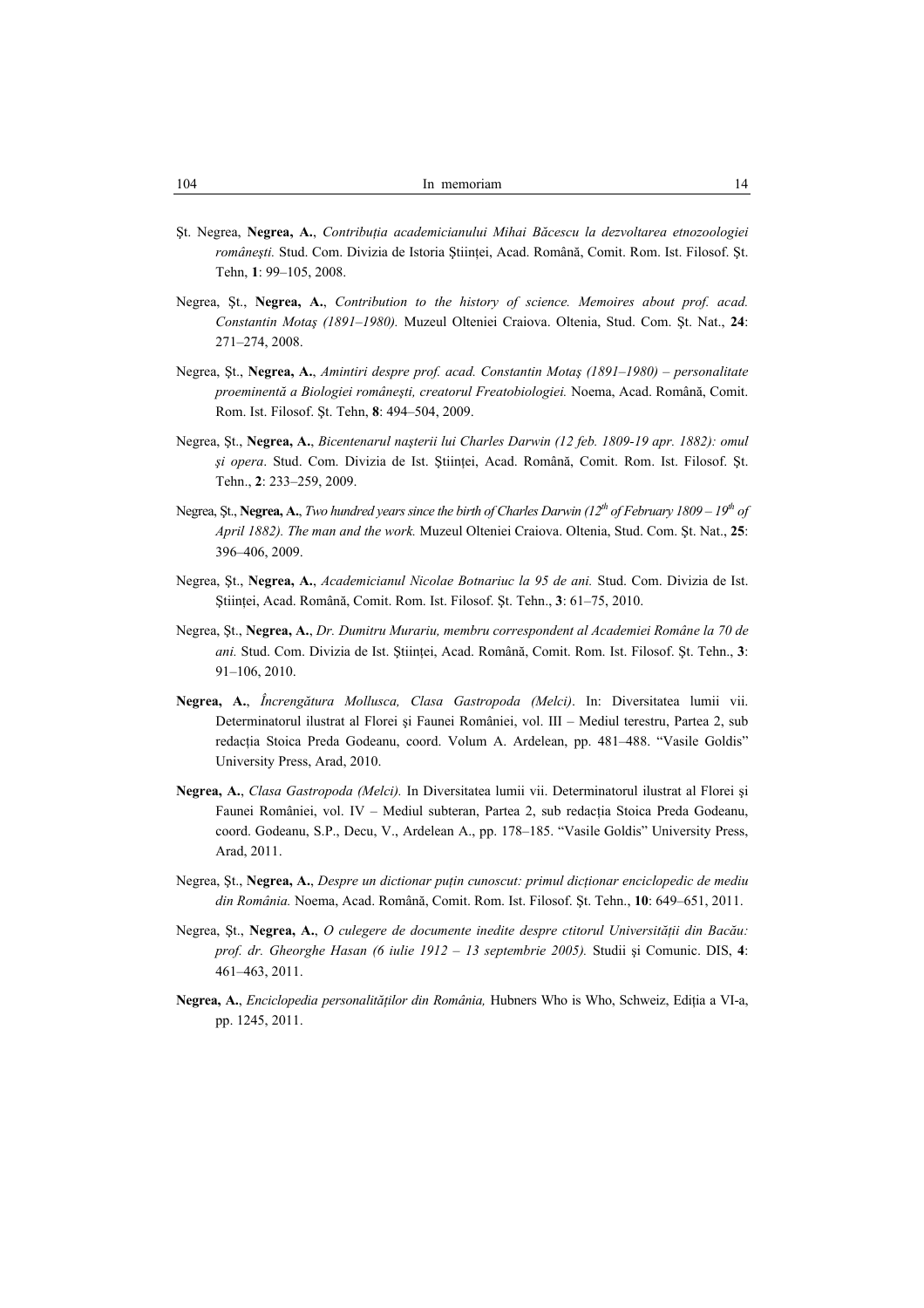Şt. Negrea, **Negrea, A.**, *Contribuţia academicianului Mihai Băcescu la dezvoltarea etnozoologiei româneşti.* Stud. Com. Divizia de Istoria Ştiinţei, Acad. Română, Comit. Rom. Ist. Filosof. Şt. Tehn, **1**: 99–105, 2008.

Negrea, Şt., **Negrea, A.**, *Contribution to the history of science. Memoires about prof. acad. Constantin Motaş (1891–1980).* Muzeul Olteniei Craiova. Oltenia, Stud. Com. Şt. Nat., **24**: 271–274, 2008.

Negrea, Şt., **Negrea, A.**, *Amintiri despre prof. acad. Constantin Motaş (1891–1980) – personalitate proeminentă a Biologiei româneşti, creatorul Freatobiologiei.* Noema, Acad. Română, Comit. Rom. Ist. Filosof. Şt. Tehn, **8**: 494–504, 2009.

Negrea, Şt., **Negrea, A.**, *Bicentenarul naşterii lui Charles Darwin (12 feb. 1809-19 apr. 1882): omul şi opera*. Stud. Com. Divizia de Ist. Ştiinţei, Acad. Română, Comit. Rom. Ist. Filosof. Şt. Tehn., **2**: 233–259, 2009.

Negrea, Şt., **Negrea, A.**, *Two hundred years since the birth of Charles Darwin (12th of February 1809 – 19th of April 1882). The man and the work.* Muzeul Olteniei Craiova. Oltenia, Stud. Com. Şt. Nat., **25**: 396–406, 2009.

Negrea, Şt., **Negrea, A.**, *Academicianul Nicolae Botnariuc la 95 de ani.* Stud. Com. Divizia de Ist. Ştiinţei, Acad. Română, Comit. Rom. Ist. Filosof. Şt. Tehn., **3**: 61–75, 2010.

Negrea, Şt., **Negrea, A.**, *Dr. Dumitru Murariu, membru correspondent al Academiei Române la 70 de ani.* Stud. Com. Divizia de Ist. Ştiinţei, Acad. Română, Comit. Rom. Ist. Filosof. Şt. Tehn., **3**: 91–106, 2010.

**Negrea, A.**, *Încrengătura Mollusca, Clasa Gastropoda (Melci)*. In: Diversitatea lumii vii. Determinatorul ilustrat al Florei şi Faunei României, vol. III – Mediul terestru, Partea 2, sub redacţia Stoica Preda Godeanu, coord. Volum A. Ardelean, pp. 481–488. "Vasile Goldis" University Press, Arad, 2010.

**Negrea, A.**, *Clasa Gastropoda (Melci).* In Diversitatea lumii vii. Determinatorul ilustrat al Florei şi Faunei României, vol. IV – Mediul subteran, Partea 2, sub redacţia Stoica Preda Godeanu, coord. Godeanu, S.P., Decu, V., Ardelean A., pp. 178–185. "Vasile Goldis" University Press, Arad, 2011.

Negrea, Şt., **Negrea, A.**, *Despre un dictionar puţin cunoscut: primul dicţionar enciclopedic de mediu din România.* Noema, Acad. Română, Comit. Rom. Ist. Filosof. Şt. Tehn., **10**: 649–651, 2011.

Negrea, Şt., **Negrea, A.**, *O culegere de documente inedite despre ctitorul Universităţii din Bacău: prof. dr. Gheorghe Hasan (6 iulie 1912 – 13 septembrie 2005).* Studii şi Comunic. DIS, **4**: 461–463, 2011.

**Negrea, A.**, *Enciclopedia personalităţilor din România,* Hubners Who is Who, Schweiz, Ediţia a VI-a, pp. 1245, 2011.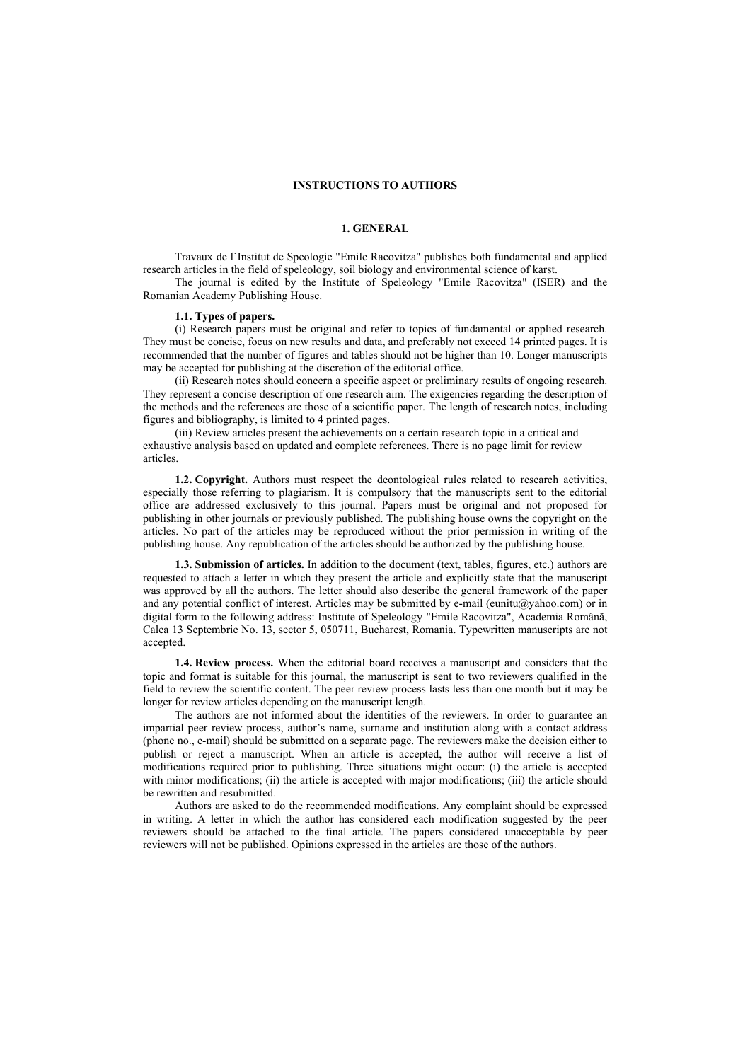# INSTRUCTIONS TO AUTHORS

## 1. GENERAL

Travaux de l'Institut de Speologie "Emile Racovitza" publishes both fundamental and applied research articles in the field of speleology, soil biology and environmental science of karst.

The journal is edited by the Institute of Speleology "Emile Racovitza" (ISER) and the Romanian Academy Publishing House.

**1.1. Types of papers.**

(i) Research papers must be original and refer to topics of fundamental or applied research. They must be concise, focus on new results and data, and preferably not exceed 14 printed pages. It is recommended that the number of figures and tables should not be higher than 10. Longer manuscripts may be accepted for publishing at the discretion of the editorial office.

(ii) Research notes should concern a specific aspect or preliminary results of ongoing research. They represent a concise description of one research aim. The exigencies regarding the description of the methods and the references are those of a scientific paper. The length of research notes, including figures and bibliography, is limited to 4 printed pages.

(iii) Review articles present the achievements on a certain research topic in a critical and exhaustive analysis based on updated and complete references. There is no page limit for review articles.

**1.2. Copyright.** Authors must respect the deontological rules related to research activities, especially those referring to plagiarism. It is compulsory that the manuscripts sent to the editorial office are addressed exclusively to this journal. Papers must be original and not proposed for publishing in other journals or previously published. The publishing house owns the copyright on the articles. No part of the articles may be reproduced without the prior permission in writing of the publishing house. Any republication of the articles should be authorized by the publishing house.

**1.3. Submission of articles.** In addition to the document (text, tables, figures, etc.) authors are requested to attach a letter in which they present the article and explicitly state that the manuscript was approved by all the authors. The letter should also describe the general framework of the paper and any potential conflict of interest. Articles may be submitted by e-mail (eunitu@yahoo.com) or in digital form to the following address: Institute of Speleology "Emile Racovitza", Academia Română, Calea 13 Septembrie No. 13, sector 5, 050711, Bucharest, Romania. Typewritten manuscripts are not accepted.

**1.4. Review process.** When the editorial board receives a manuscript and considers that the topic and format is suitable for this journal, the manuscript is sent to two reviewers qualified in the field to review the scientific content. The peer review process lasts less than one month but it may be longer for review articles depending on the manuscript length.

The authors are not informed about the identities of the reviewers. In order to guarantee an impartial peer review process, author's name, surname and institution along with a contact address (phone no., e-mail) should be submitted on a separate page. The reviewers make the decision either to publish or reject a manuscript. When an article is accepted, the author will receive a list of modifications required prior to publishing. Three situations might occur: (i) the article is accepted with minor modifications; (ii) the article is accepted with major modifications; (iii) the article should be rewritten and resubmitted.

Authors are asked to do the recommended modifications. Any complaint should be expressed in writing. A letter in which the author has considered each modification suggested by the peer reviewers should be attached to the final article. The papers considered unacceptable by peer reviewers will not be published. Opinions expressed in the articles are those of the authors.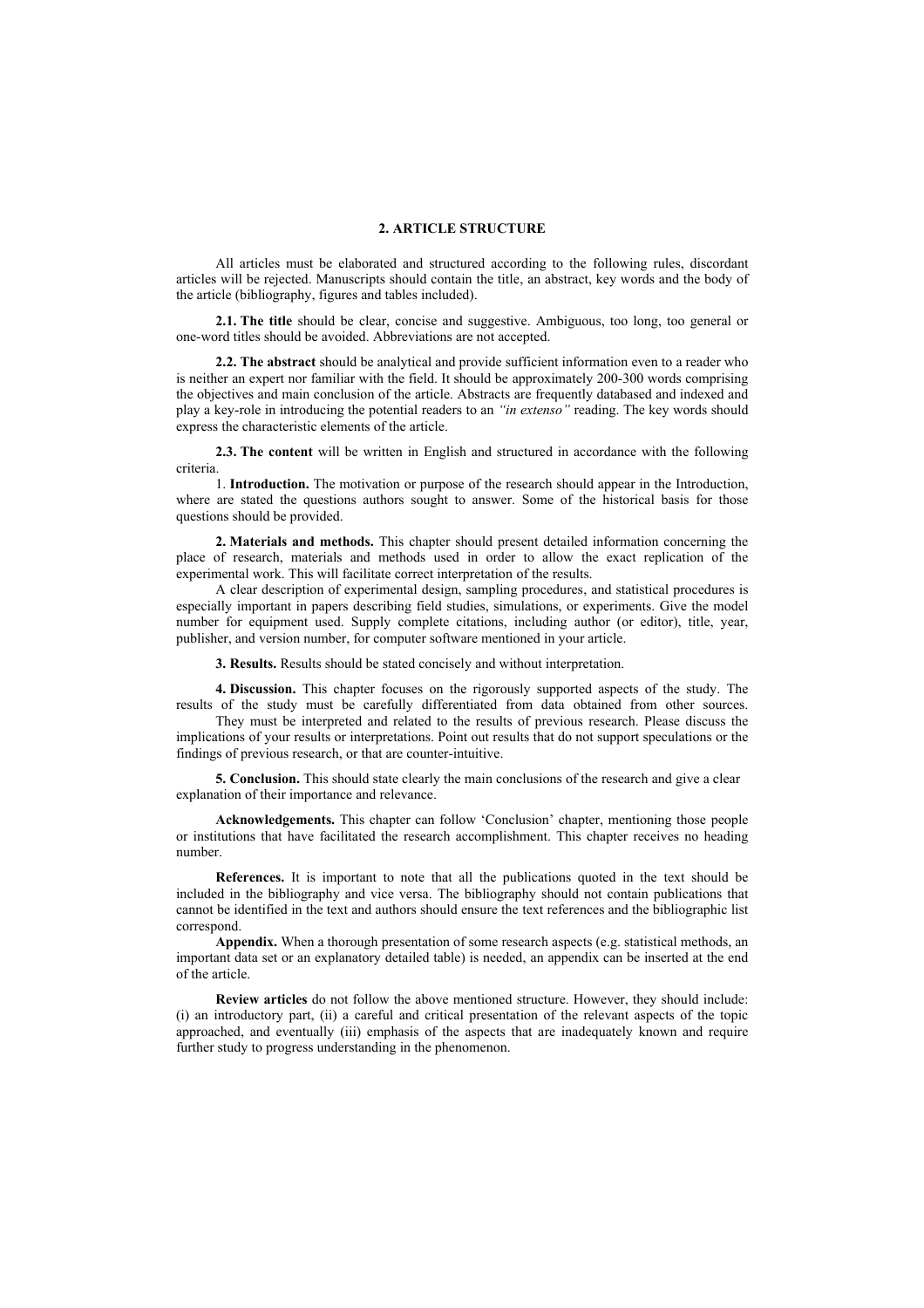## 2. ARTICLE STRUCTURE

All articles must be elaborated and structured according to the following rules, discordant articles will be rejected. Manuscripts should contain the title, an abstract, key words and the body of the article (bibliography, figures and tables included).

**2.1. The title** should be clear, concise and suggestive. Ambiguous, too long, too general or one-word titles should be avoided. Abbreviations are not accepted.

**2.2. The abstract** should be analytical and provide sufficient information even to a reader who is neither an expert nor familiar with the field. It should be approximately 200-300 words comprising the objectives and main conclusion of the article. Abstracts are frequently databased and indexed and play a key-role in introducing the potential readers to an *"in extenso"* reading. The key words should express the characteristic elements of the article.

**2.3. The content** will be written in English and structured in accordance with the following criteria.

1. **Introduction.** The motivation or purpose of the research should appear in the Introduction, where are stated the questions authors sought to answer. Some of the historical basis for those questions should be provided.

**2. Materials and methods.** This chapter should present detailed information concerning the place of research, materials and methods used in order to allow the exact replication of the experimental work. This will facilitate correct interpretation of the results.

A clear description of experimental design, sampling procedures, and statistical procedures is especially important in papers describing field studies, simulations, or experiments. Give the model number for equipment used. Supply complete citations, including author (or editor), title, year, publisher, and version number, for computer software mentioned in your article.

**3. Results.** Results should be stated concisely and without interpretation.

**4. Discussion.** This chapter focuses on the rigorously supported aspects of the study. The results of the study must be carefully differentiated from data obtained from other sources.

They must be interpreted and related to the results of previous research. Please discuss the implications of your results or interpretations. Point out results that do not support speculations or the findings of previous research, or that are counter-intuitive.

**5. Conclusion.** This should state clearly the main conclusions of the research and give a clear explanation of their importance and relevance.

**Acknowledgements.** This chapter can follow 'Conclusion' chapter, mentioning those people or institutions that have facilitated the research accomplishment. This chapter receives no heading number.

**References.** It is important to note that all the publications quoted in the text should be included in the bibliography and vice versa. The bibliography should not contain publications that cannot be identified in the text and authors should ensure the text references and the bibliographic list correspond.

**Appendix.** When a thorough presentation of some research aspects (e.g. statistical methods, an important data set or an explanatory detailed table) is needed, an appendix can be inserted at the end of the article.

**Review articles** do not follow the above mentioned structure. However, they should include: (i) an introductory part, (ii) a careful and critical presentation of the relevant aspects of the topic approached, and eventually (iii) emphasis of the aspects that are inadequately known and require further study to progress understanding in the phenomenon.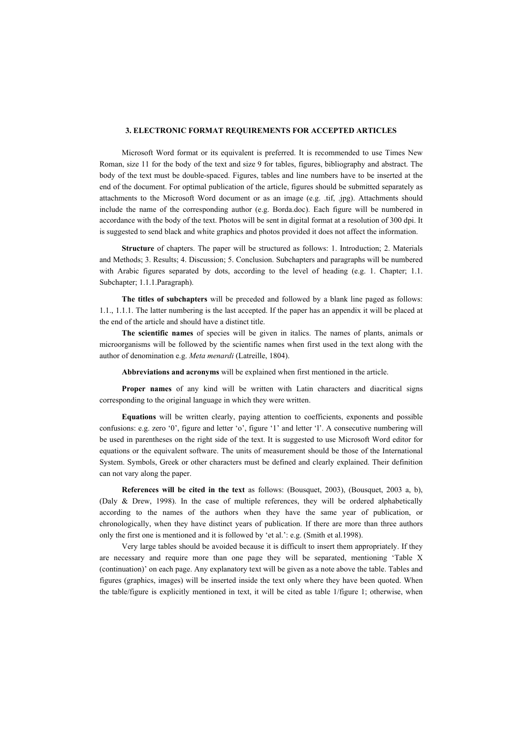## 3. ELECTRONIC FORMAT REQUIREMENTS FOR ACCEPTED ARTICLES

Microsoft Word format or its equivalent is preferred. It is recommended to use Times New Roman, size 11 for the body of the text and size 9 for tables, figures, bibliography and abstract. The body of the text must be double-spaced. Figures, tables and line numbers have to be inserted at the end of the document. For optimal publication of the article, figures should be submitted separately as attachments to the Microsoft Word document or as an image (e.g. .tif, .jpg). Attachments should include the name of the corresponding author (e.g. Borda.doc). Each figure will be numbered in accordance with the body of the text. Photos will be sent in digital format at a resolution of 300 dpi. It is suggested to send black and white graphics and photos provided it does not affect the information.

**Structure** of chapters. The paper will be structured as follows: 1. Introduction; 2. Materials and Methods; 3. Results; 4. Discussion; 5. Conclusion. Subchapters and paragraphs will be numbered with Arabic figures separated by dots, according to the level of heading (e.g. 1. Chapter; 1.1. Subchapter; 1.1.1.Paragraph).

**The titles of subchapters** will be preceded and followed by a blank line paged as follows: 1.1., 1.1.1. The latter numbering is the last accepted. If the paper has an appendix it will be placed at the end of the article and should have a distinct title.

**The scientific names** of species will be given in italics. The names of plants, animals or microorganisms will be followed by the scientific names when first used in the text along with the author of denomination e.g. *Meta menardi* (Latreille, 1804).

**Abbreviations and acronyms** will be explained when first mentioned in the article.

**Proper names** of any kind will be written with Latin characters and diacritical signs corresponding to the original language in which they were written.

**Equations** will be written clearly, paying attention to coefficients, exponents and possible confusions: e.g. zero '0', figure and letter 'o', figure '1' and letter 'l'. A consecutive numbering will be used in parentheses on the right side of the text. It is suggested to use Microsoft Word editor for equations or the equivalent software. The units of measurement should be those of the International System. Symbols, Greek or other characters must be defined and clearly explained. Their definition can not vary along the paper.

**References will be cited in the text** as follows: (Bousquet, 2003), (Bousquet, 2003 a, b), (Daly & Drew, 1998). In the case of multiple references, they will be ordered alphabetically according to the names of the authors when they have the same year of publication, or chronologically, when they have distinct years of publication. If there are more than three authors only the first one is mentioned and it is followed by 'et al.': e.g. (Smith et al.1998).

Very large tables should be avoided because it is difficult to insert them appropriately. If they are necessary and require more than one page they will be separated, mentioning 'Table X (continuation)' on each page. Any explanatory text will be given as a note above the table. Tables and figures (graphics, images) will be inserted inside the text only where they have been quoted. When the table/figure is explicitly mentioned in text, it will be cited as table 1/figure 1; otherwise, when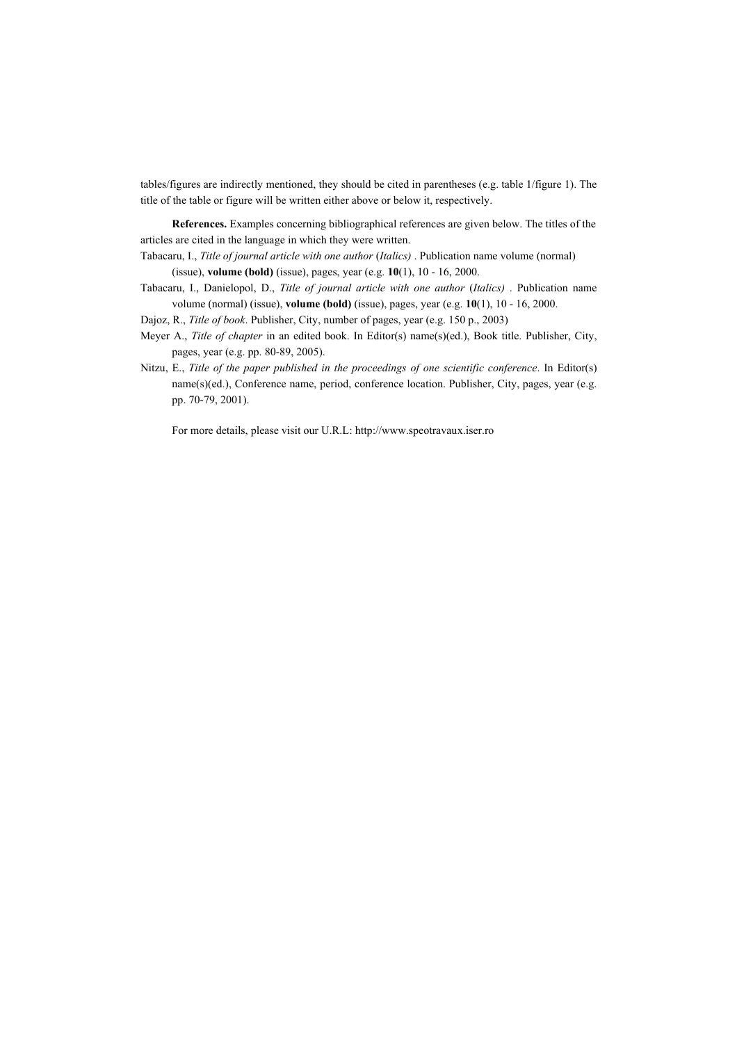tables/figures are indirectly mentioned, they should be cited in parentheses (e.g. table 1/figure 1). The title of the table or figure will be written either above or below it, respectively.

**References.** Examples concerning bibliographical references are given below. The titles of the articles are cited in the language in which they were written.

Tabacaru, I., *Title of journal article with one author* (*Italics)* . Publication name volume (normal) (issue), **volume (bold)** (issue), pages, year (e.g. **10**(1), 10 - 16, 2000.

Tabacaru, I., Danielopol, D., *Title of journal article with one author* (*Italics)* . Publication name volume (normal) (issue), **volume (bold)** (issue), pages, year (e.g. **10**(1), 10 - 16, 2000.

Dajoz, R., *Title of book*. Publisher, City, number of pages, year (e.g. 150 p., 2003)

Meyer A., *Title of chapter* in an edited book. In Editor(s) name(s)(ed.), Book title. Publisher, City, pages, year (e.g. pp. 80-89, 2005).

Nitzu, E., *Title of the paper published in the proceedings of one scientific conference*. In Editor(s) name(s)(ed.), Conference name, period, conference location. Publisher, City, pages, year (e.g. pp. 70-79, 2001).

For more details, please visit our U.R.L: http://www.speotravaux.iser.ro